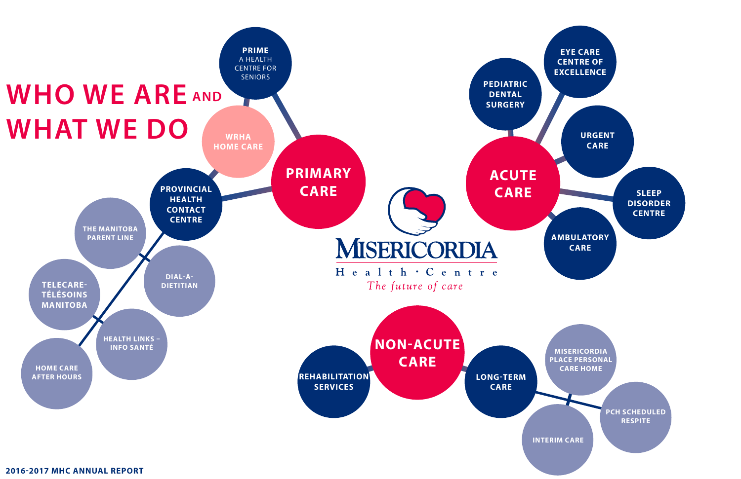# WHO WE ARE AND WHAT WE DO

## PRIMARY CARE

- **PRIME** A HEALTH CENTRE FOR SENIORS
- **WRHA HOME CARE**
- **PROVINCIAL HEALTH CONTACT CENTRE**
  - THE MANITOBA PARENT LINE
  - DIAL-A-DIETITIAN
  - TELECARE-TÉLÉSOINS MANITOBA
  - HEALTH LINKS – INFO SANTÉ
  - HOME CARE AFTER HOURS

## ACUTE CARE

- PEDIATRIC DENTAL SURGERY
- EYE CARE CENTRE OF EXCELLENCE
- URGENT CARE
- SLEEP DISORDER CENTRE
- AMBULATORY CARE

## NON-ACUTE CARE

- REHABILITATION SERVICES
- **LONG-TERM CARE**
  - MISERICORDIA PLACE PERSONAL CARE HOME
  - PCH SCHEDULED RESPITE
  - INTERIM CARE

MISERICORDIA Health · Centre

*The future of care*

2016-2017 MHC ANNUAL REPORT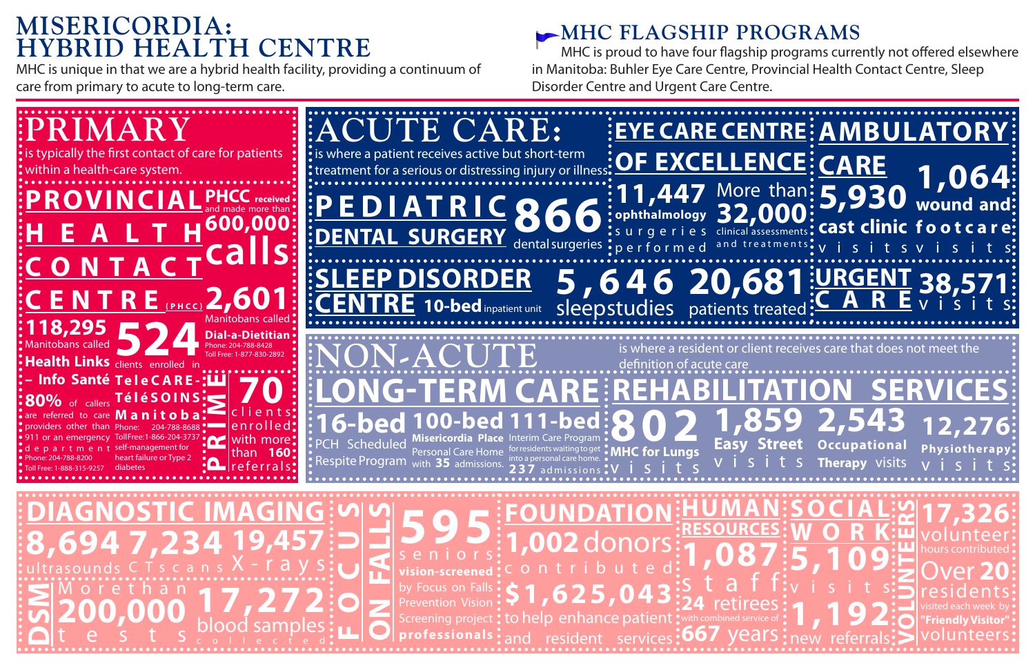# MISERICORDIA: HYBRID HEALTH CENTRE

MHC is unique in that we are a hybrid health facility, providing a continuum of care from primary to acute to long-term care.

# MHC FLAGSHIP PROGRAMS

MHC is proud to have four flagship programs currently not offered elsewhere in Manitoba: Buhler Eye Care Centre, Provincial Health Contact Centre, Sleep Disorder Centre and Urgent Care Centre.

## PRIMARY

is typically the first contact of care for patients within a health-care system.

### PROVINCIAL HEALTH CONTACT CENTRE (PHCC)

PHCC received and made more than **600,000 calls**

**118,295** Manitobans called **Health Links – Info Santé**

**80%** of callers are referred to care providers other than 911 or an emergency department

Phone: 204-788-8200
Toll Free: 1-888-315-9257

**2,601** Manitobans called **Dial-a-Dietitian**

Phone: 204-788-8428
Toll Free: 1-877-830-2892

**524** clients enrolled in **TeleCARE-TéléSOINS Manitoba**

Phone: 204-788-8688
Toll Free: 1-866-204-3737

self-management for heart failure or Type 2 diabetes

### PRIME

**70** clients enrolled with more than **160** referrals

## ACUTE CARE:

is where a patient receives active but short-term treatment for a serious or distressing injury or illness.

### PEDIATRIC DENTAL SURGERY

**866** dental surgeries

### EYE CARE CENTRE OF EXCELLENCE

**11,447** ophthalmology surgeries performed

More than **32,000** clinical assessments and treatments

### AMBULATORY CARE

**5,930** cast clinic visits

**1,064** wound and footcare visits

### SLEEP DISORDER CENTRE

**10-bed** inpatient unit

**5,646** sleep studies

**20,681** patients treated

### URGENT CARE

**38,571** visits

## NON-ACUTE

is where a resident or client receives care that does not meet the definition of acute care

### LONG-TERM CARE

**16-bed** PCH Scheduled Respite Program

**100-bed** Misericordia Place Personal Care Home with **35** admissions.

**111-bed** Interim Care Program for residents waiting to get into a personal care home. **237** admissions

### REHABILITATION SERVICES

**802** MHC for Lungs visits

**1,859** Easy Street visits

**2,543** Occupational Therapy visits

**12,276** Physiotherapy visits

## DIAGNOSTIC IMAGING

**8,694** ultrasounds

**7,234** CT scans

**19,457** X-rays

### DSM

More than **200,000** tests

**17,272** blood samples collected

## FOCUS ON FALLS

**595** seniors vision-screened by Focus on Falls Prevention Vision Screening project professionals

## FOUNDATION

**1,002** donors contributed **$1,625,043** to help enhance patient and resident services

## HUMAN RESOURCES

**1,087** staff

**24** retirees with combined service of **667** years

## SOCIAL WORK

**5,109** visits

**1,192** new referrals

## VOLUNTEERS

**17,326** volunteer hours contributed

Over **20** residents visited each week by "Friendly Visitor" volunteers